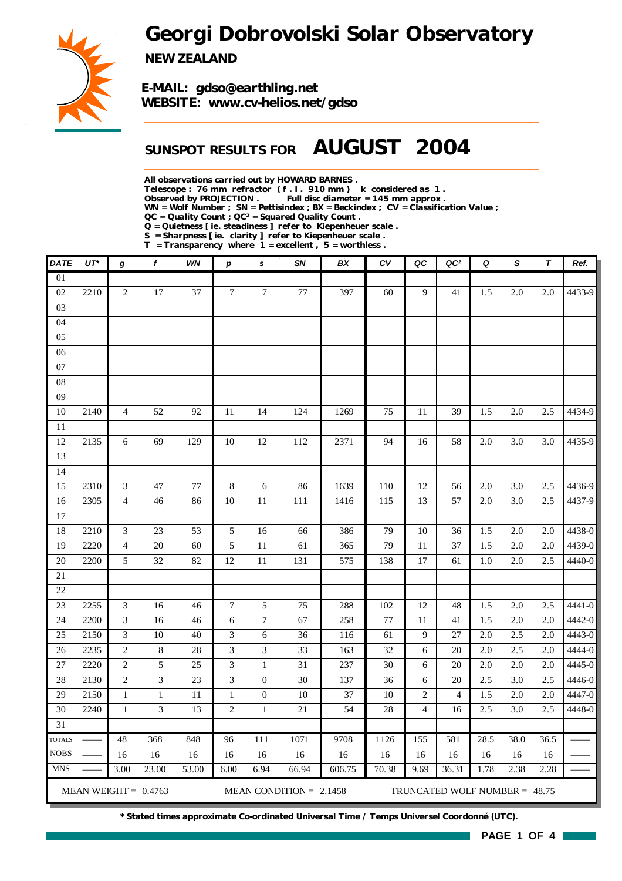# Georgi Dobrovolski Solar Observatory

**NEW ZEALAND**

**E-MAIL: gdso@earthling.net**
**WEBSITE: www.cv-helios.net/gdso**

## SUNSPOT RESULTS FOR AUGUST 2004

**All observations carried out by HOWARD BARNES .**
**Telescope : 76 mm refractor ( f . l . 910 mm ) k considered as 1 .**
**Observed by PROJECTION . Full disc diameter = 145 mm approx .**
**WN = Wolf Number ; SN = Pettisindex ; BX = Beckindex ; CV = Classification Value ;**
**QC = Quality Count ; QC² = Squared Quality Count .**
**Q = Quietness [ ie. steadiness ] refer to Kiepenheuer scale .**
**S = Sharpness [ ie. clarity ] refer to Kiepenheuer scale .**
**T = Transparency where 1 = excellent , 5 = worthless .**

| DATE | UT* | g | f | WN | p | s | SN | BX | CV | QC | QC² | Q | S | T | Ref. |
|---|---|---|---|---|---|---|---|---|---|---|---|---|---|---|---|
| 01 | | | | | | | | | | | | | | | |
| 02 | 2210 | 2 | 17 | 37 | 7 | 7 | 77 | 397 | 60 | 9 | 41 | 1.5 | 2.0 | 2.0 | 4433-9 |
| 03 | | | | | | | | | | | | | | | |
| 04 | | | | | | | | | | | | | | | |
| 05 | | | | | | | | | | | | | | | |
| 06 | | | | | | | | | | | | | | | |
| 07 | | | | | | | | | | | | | | | |
| 08 | | | | | | | | | | | | | | | |
| 09 | | | | | | | | | | | | | | | |
| 10 | 2140 | 4 | 52 | 92 | 11 | 14 | 124 | 1269 | 75 | 11 | 39 | 1.5 | 2.0 | 2.5 | 4434-9 |
| 11 | | | | | | | | | | | | | | | |
| 12 | 2135 | 6 | 69 | 129 | 10 | 12 | 112 | 2371 | 94 | 16 | 58 | 2.0 | 3.0 | 3.0 | 4435-9 |
| 13 | | | | | | | | | | | | | | | |
| 14 | | | | | | | | | | | | | | | |
| 15 | 2310 | 3 | 47 | 77 | 8 | 6 | 86 | 1639 | 110 | 12 | 56 | 2.0 | 3.0 | 2.5 | 4436-9 |
| 16 | 2305 | 4 | 46 | 86 | 10 | 11 | 111 | 1416 | 115 | 13 | 57 | 2.0 | 3.0 | 2.5 | 4437-9 |
| 17 | | | | | | | | | | | | | | | |
| 18 | 2210 | 3 | 23 | 53 | 5 | 16 | 66 | 386 | 79 | 10 | 36 | 1.5 | 2.0 | 2.0 | 4438-0 |
| 19 | 2220 | 4 | 20 | 60 | 5 | 11 | 61 | 365 | 79 | 11 | 37 | 1.5 | 2.0 | 2.0 | 4439-0 |
| 20 | 2200 | 5 | 32 | 82 | 12 | 11 | 131 | 575 | 138 | 17 | 61 | 1.0 | 2.0 | 2.5 | 4440-0 |
| 21 | | | | | | | | | | | | | | | |
| 22 | | | | | | | | | | | | | | | |
| 23 | 2255 | 3 | 16 | 46 | 7 | 5 | 75 | 288 | 102 | 12 | 48 | 1.5 | 2.0 | 2.5 | 4441-0 |
| 24 | 2200 | 3 | 16 | 46 | 6 | 7 | 67 | 258 | 77 | 11 | 41 | 1.5 | 2.0 | 2.0 | 4442-0 |
| 25 | 2150 | 3 | 10 | 40 | 3 | 6 | 36 | 116 | 61 | 9 | 27 | 2.0 | 2.5 | 2.0 | 4443-0 |
| 26 | 2235 | 2 | 8 | 28 | 3 | 3 | 33 | 163 | 32 | 6 | 20 | 2.0 | 2.5 | 2.0 | 4444-0 |
| 27 | 2220 | 2 | 5 | 25 | 3 | 1 | 31 | 237 | 30 | 6 | 20 | 2.0 | 2.0 | 2.0 | 4445-0 |
| 28 | 2130 | 2 | 3 | 23 | 3 | 0 | 30 | 137 | 36 | 6 | 20 | 2.5 | 3.0 | 2.5 | 4446-0 |
| 29 | 2150 | 1 | 1 | 11 | 1 | 0 | 10 | 37 | 10 | 2 | 4 | 1.5 | 2.0 | 2.0 | 4447-0 |
| 30 | 2240 | 1 | 3 | 13 | 2 | 1 | 21 | 54 | 28 | 4 | 16 | 2.5 | 3.0 | 2.5 | 4448-0 |
| 31 | | | | | | | | | | | | | | | |
| TOTALS | —— | 48 | 368 | 848 | 96 | 111 | 1071 | 9708 | 1126 | 155 | 581 | 28.5 | 38.0 | 36.5 | —— |
| NOBS | —— | 16 | 16 | 16 | 16 | 16 | 16 | 16 | 16 | 16 | 16 | 16 | 16 | 16 | —— |
| MNS | —— | 3.00 | 23.00 | 53.00 | 6.00 | 6.94 | 66.94 | 606.75 | 70.38 | 9.69 | 36.31 | 1.78 | 2.38 | 2.28 | —— |

MEAN WEIGHT = 0.4763 MEAN CONDITION = 2.1458 TRUNCATED WOLF NUMBER = 48.75

**\* Stated times approximate Co-ordinated Universal Time / Temps Universel Coordonné (UTC).**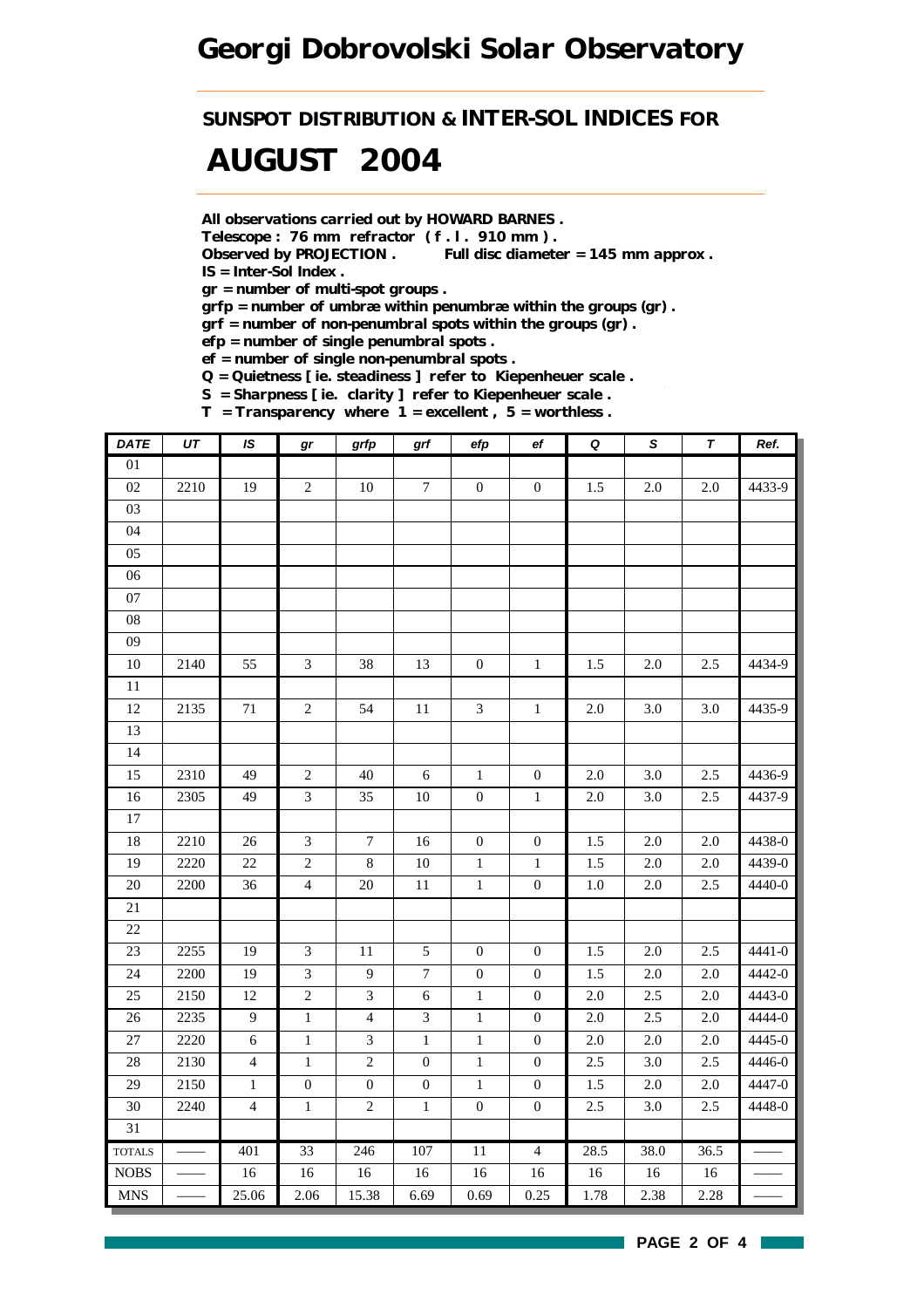# Georgi Dobrovolski Solar Observatory

## SUNSPOT DISTRIBUTION & INTER-SOL INDICES FOR

# AUGUST 2004

**All observations carried out by HOWARD BARNES .**
**Telescope : 76 mm refractor ( f . l . 910 mm ) .**
**Observed by PROJECTION .  Full disc diameter = 145 mm approx .**
**IS = Inter-Sol Index .**
**gr = number of multi-spot groups .**
**grfp = number of umbræ within penumbræ within the groups (gr) .**
**grf = number of non-penumbral spots within the groups (gr) .**
**efp = number of single penumbral spots .**
**ef = number of single non-penumbral spots .**
**Q = Quietness [ ie. steadiness ] refer to Kiepenheuer scale .**
**S = Sharpness [ ie. clarity ] refer to Kiepenheuer scale .**
**T = Transparency where 1 = excellent , 5 = worthless .**

| DATE | UT | IS | gr | grfp | grf | efp | ef | Q | S | T | Ref. |
|---|---|---|---|---|---|---|---|---|---|---|---|
| 01 | | | | | | | | | | | |
| 02 | 2210 | 19 | 2 | 10 | 7 | 0 | 0 | 1.5 | 2.0 | 2.0 | 4433-9 |
| 03 | | | | | | | | | | | |
| 04 | | | | | | | | | | | |
| 05 | | | | | | | | | | | |
| 06 | | | | | | | | | | | |
| 07 | | | | | | | | | | | |
| 08 | | | | | | | | | | | |
| 09 | | | | | | | | | | | |
| 10 | 2140 | 55 | 3 | 38 | 13 | 0 | 1 | 1.5 | 2.0 | 2.5 | 4434-9 |
| 11 | | | | | | | | | | | |
| 12 | 2135 | 71 | 2 | 54 | 11 | 3 | 1 | 2.0 | 3.0 | 3.0 | 4435-9 |
| 13 | | | | | | | | | | | |
| 14 | | | | | | | | | | | |
| 15 | 2310 | 49 | 2 | 40 | 6 | 1 | 0 | 2.0 | 3.0 | 2.5 | 4436-9 |
| 16 | 2305 | 49 | 3 | 35 | 10 | 0 | 1 | 2.0 | 3.0 | 2.5 | 4437-9 |
| 17 | | | | | | | | | | | |
| 18 | 2210 | 26 | 3 | 7 | 16 | 0 | 0 | 1.5 | 2.0 | 2.0 | 4438-0 |
| 19 | 2220 | 22 | 2 | 8 | 10 | 1 | 1 | 1.5 | 2.0 | 2.0 | 4439-0 |
| 20 | 2200 | 36 | 4 | 20 | 11 | 1 | 0 | 1.0 | 2.0 | 2.5 | 4440-0 |
| 21 | | | | | | | | | | | |
| 22 | | | | | | | | | | | |
| 23 | 2255 | 19 | 3 | 11 | 5 | 0 | 0 | 1.5 | 2.0 | 2.5 | 4441-0 |
| 24 | 2200 | 19 | 3 | 9 | 7 | 0 | 0 | 1.5 | 2.0 | 2.0 | 4442-0 |
| 25 | 2150 | 12 | 2 | 3 | 6 | 1 | 0 | 2.0 | 2.5 | 2.0 | 4443-0 |
| 26 | 2235 | 9 | 1 | 4 | 3 | 1 | 0 | 2.0 | 2.5 | 2.0 | 4444-0 |
| 27 | 2220 | 6 | 1 | 3 | 1 | 1 | 0 | 2.0 | 2.0 | 2.0 | 4445-0 |
| 28 | 2130 | 4 | 1 | 2 | 0 | 1 | 0 | 2.5 | 3.0 | 2.5 | 4446-0 |
| 29 | 2150 | 1 | 0 | 0 | 0 | 1 | 0 | 1.5 | 2.0 | 2.0 | 4447-0 |
| 30 | 2240 | 4 | 1 | 2 | 1 | 0 | 0 | 2.5 | 3.0 | 2.5 | 4448-0 |
| 31 | | | | | | | | | | | |
| TOTALS | —— | 401 | 33 | 246 | 107 | 11 | 4 | 28.5 | 38.0 | 36.5 | —— |
| NOBS | —— | 16 | 16 | 16 | 16 | 16 | 16 | 16 | 16 | 16 | —— |
| MNS | —— | 25.06 | 2.06 | 15.38 | 6.69 | 0.69 | 0.25 | 1.78 | 2.38 | 2.28 | —— |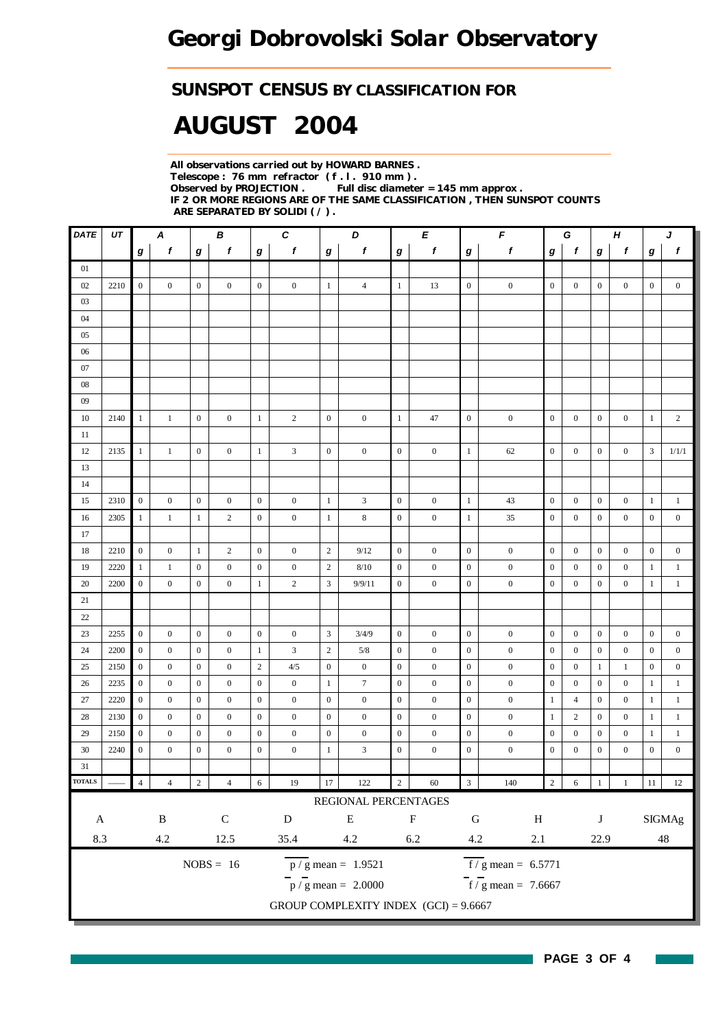# Georgi Dobrovolski Solar Observatory

## SUNSPOT CENSUS BY CLASSIFICATION FOR

# AUGUST 2004

**All observations carried out by HOWARD BARNES .**
**Telescope : 76 mm refractor ( f . l . 910 mm ) .**
**Observed by PROJECTION . Full disc diameter = 145 mm approx .**
**IF 2 OR MORE REGIONS ARE OF THE SAME CLASSIFICATION , THEN SUNSPOT COUNTS ARE SEPARATED BY SOLIDI ( / ) .**

| DATE | UT | A | | B | | C | | D | | E | | F | | G | | H | | J | |
|---|---|---|---|---|---|---|---|---|---|---|---|---|---|---|---|---|---|---|---|
| | | g | f | g | f | g | f | g | f | g | f | g | f | g | f | g | f | g | f |
| 01 | | | | | | | | | | | | | | | | | | | |
| 02 | 2210 | 0 | 0 | 0 | 0 | 0 | 0 | 1 | 4 | 1 | 13 | 0 | 0 | 0 | 0 | 0 | 0 | 0 | 0 |
| 03 | | | | | | | | | | | | | | | | | | | |
| 04 | | | | | | | | | | | | | | | | | | | |
| 05 | | | | | | | | | | | | | | | | | | | |
| 06 | | | | | | | | | | | | | | | | | | | |
| 07 | | | | | | | | | | | | | | | | | | | |
| 08 | | | | | | | | | | | | | | | | | | | |
| 09 | | | | | | | | | | | | | | | | | | | |
| 10 | 2140 | 1 | 1 | 0 | 0 | 1 | 2 | 0 | 0 | 1 | 47 | 0 | 0 | 0 | 0 | 0 | 0 | 1 | 2 |
| 11 | | | | | | | | | | | | | | | | | | | |
| 12 | 2135 | 1 | 1 | 0 | 0 | 1 | 3 | 0 | 0 | 0 | 0 | 1 | 62 | 0 | 0 | 0 | 0 | 3 | 1/1/1 |
| 13 | | | | | | | | | | | | | | | | | | | |
| 14 | | | | | | | | | | | | | | | | | | | |
| 15 | 2310 | 0 | 0 | 0 | 0 | 0 | 0 | 1 | 3 | 0 | 0 | 1 | 43 | 0 | 0 | 0 | 0 | 1 | 1 |
| 16 | 2305 | 1 | 1 | 1 | 2 | 0 | 0 | 1 | 8 | 0 | 0 | 1 | 35 | 0 | 0 | 0 | 0 | 0 | 0 |
| 17 | | | | | | | | | | | | | | | | | | | |
| 18 | 2210 | 0 | 0 | 1 | 2 | 0 | 0 | 2 | 9/12 | 0 | 0 | 0 | 0 | 0 | 0 | 0 | 0 | 0 | 0 |
| 19 | 2220 | 1 | 1 | 0 | 0 | 0 | 0 | 2 | 8/10 | 0 | 0 | 0 | 0 | 0 | 0 | 0 | 0 | 1 | 1 |
| 20 | 2200 | 0 | 0 | 0 | 0 | 1 | 2 | 3 | 9/9/11 | 0 | 0 | 0 | 0 | 0 | 0 | 0 | 0 | 1 | 1 |
| 21 | | | | | | | | | | | | | | | | | | | |
| 22 | | | | | | | | | | | | | | | | | | | |
| 23 | 2255 | 0 | 0 | 0 | 0 | 0 | 0 | 3 | 3/4/9 | 0 | 0 | 0 | 0 | 0 | 0 | 0 | 0 | 0 | 0 |
| 24 | 2200 | 0 | 0 | 0 | 0 | 1 | 3 | 2 | 5/8 | 0 | 0 | 0 | 0 | 0 | 0 | 0 | 0 | 0 | 0 |
| 25 | 2150 | 0 | 0 | 0 | 0 | 2 | 4/5 | 0 | 0 | 0 | 0 | 0 | 0 | 0 | 0 | 1 | 1 | 0 | 0 |
| 26 | 2235 | 0 | 0 | 0 | 0 | 0 | 0 | 1 | 7 | 0 | 0 | 0 | 0 | 0 | 0 | 0 | 0 | 1 | 1 |
| 27 | 2220 | 0 | 0 | 0 | 0 | 0 | 0 | 0 | 0 | 0 | 0 | 0 | 0 | 1 | 4 | 0 | 0 | 1 | 1 |
| 28 | 2130 | 0 | 0 | 0 | 0 | 0 | 0 | 0 | 0 | 0 | 0 | 0 | 0 | 1 | 2 | 0 | 0 | 1 | 1 |
| 29 | 2150 | 0 | 0 | 0 | 0 | 0 | 0 | 0 | 0 | 0 | 0 | 0 | 0 | 0 | 0 | 0 | 0 | 1 | 1 |
| 30 | 2240 | 0 | 0 | 0 | 0 | 0 | 0 | 1 | 3 | 0 | 0 | 0 | 0 | 0 | 0 | 0 | 0 | 0 | 0 |
| 31 | | | | | | | | | | | | | | | | | | | |
| TOTALS | —— | 4 | 4 | 2 | 4 | 6 | 19 | 17 | 122 | 2 | 60 | 3 | 140 | 2 | 6 | 1 | 1 | 11 | 12 |

REGIONAL PERCENTAGES

| A | B | C | D | E | F | G | H | J | SIGMAg |
|---|---|---|---|---|---|---|---|---|---|
| 8.3 | 4.2 | 12.5 | 35.4 | 4.2 | 6.2 | 4.2 | 2.1 | 22.9 | 48 |

NOBS = 16

$p / g$ mean = 1.9521

$\overline{f} / g$ mean = 6.5771

$\overline{p} / \overline{g}$ mean = 2.0000

$\overline{f} / \overline{g}$ mean = 7.6667

GROUP COMPLEXITY INDEX (GCI) = 9.6667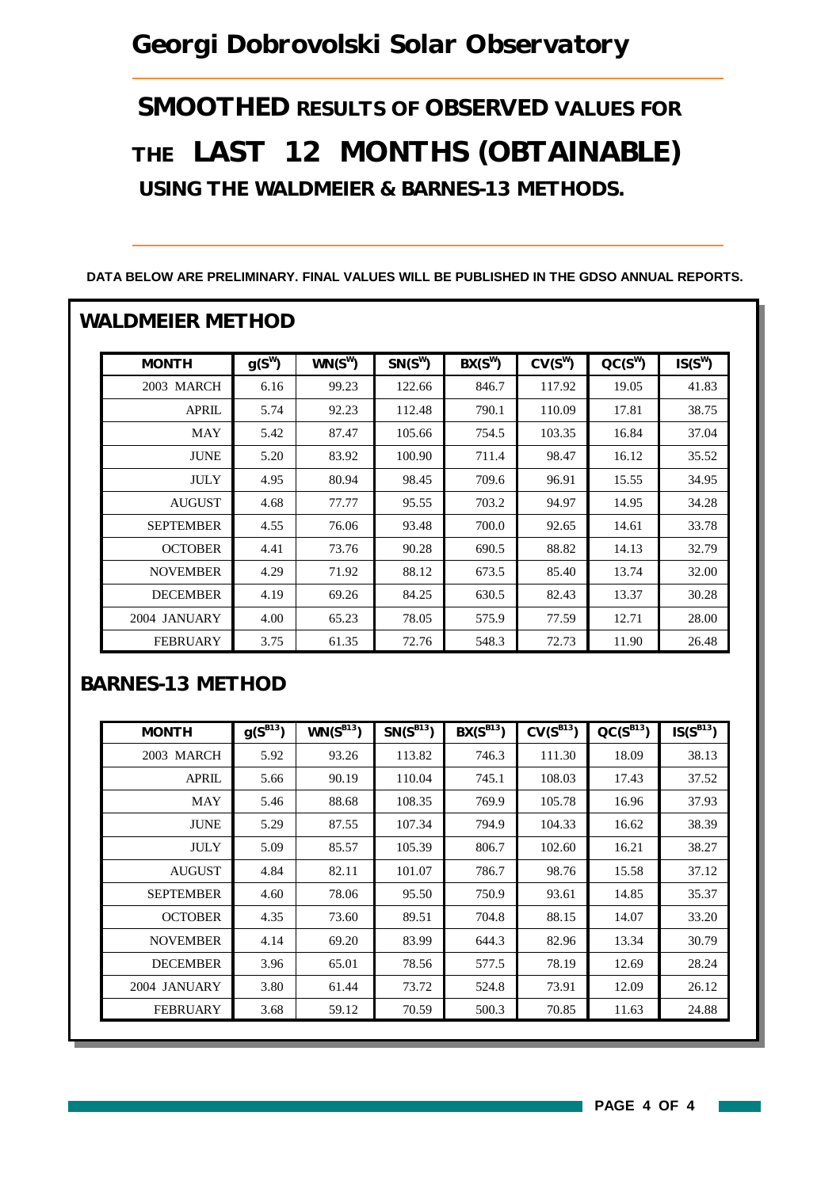# Georgi Dobrovolski Solar Observatory

## SMOOTHED RESULTS OF OBSERVED VALUES FOR THE LAST 12 MONTHS (OBTAINABLE) USING THE WALDMEIER & BARNES-13 METHODS.

**DATA BELOW ARE PRELIMINARY. FINAL VALUES WILL BE PUBLISHED IN THE GDSO ANNUAL REPORTS.**

### WALDMEIER METHOD

| MONTH | $g(S^W)$ | $WN(S^W)$ | $SN(S^W)$ | $BX(S^W)$ | $CV(S^W)$ | $QC(S^W)$ | $IS(S^W)$ |
|---|---|---|---|---|---|---|---|
| 2003 MARCH | 6.16 | 99.23 | 122.66 | 846.7 | 117.92 | 19.05 | 41.83 |
| APRIL | 5.74 | 92.23 | 112.48 | 790.1 | 110.09 | 17.81 | 38.75 |
| MAY | 5.42 | 87.47 | 105.66 | 754.5 | 103.35 | 16.84 | 37.04 |
| JUNE | 5.20 | 83.92 | 100.90 | 711.4 | 98.47 | 16.12 | 35.52 |
| JULY | 4.95 | 80.94 | 98.45 | 709.6 | 96.91 | 15.55 | 34.95 |
| AUGUST | 4.68 | 77.77 | 95.55 | 703.2 | 94.97 | 14.95 | 34.28 |
| SEPTEMBER | 4.55 | 76.06 | 93.48 | 700.0 | 92.65 | 14.61 | 33.78 |
| OCTOBER | 4.41 | 73.76 | 90.28 | 690.5 | 88.82 | 14.13 | 32.79 |
| NOVEMBER | 4.29 | 71.92 | 88.12 | 673.5 | 85.40 | 13.74 | 32.00 |
| DECEMBER | 4.19 | 69.26 | 84.25 | 630.5 | 82.43 | 13.37 | 30.28 |
| 2004 JANUARY | 4.00 | 65.23 | 78.05 | 575.9 | 77.59 | 12.71 | 28.00 |
| FEBRUARY | 3.75 | 61.35 | 72.76 | 548.3 | 72.73 | 11.90 | 26.48 |

### BARNES-13 METHOD

| MONTH | $g(S^{B13})$ | $WN(S^{B13})$ | $SN(S^{B13})$ | $BX(S^{B13})$ | $CV(S^{B13})$ | $QC(S^{B13})$ | $IS(S^{B13})$ |
|---|---|---|---|---|---|---|---|
| 2003 MARCH | 5.92 | 93.26 | 113.82 | 746.3 | 111.30 | 18.09 | 38.13 |
| APRIL | 5.66 | 90.19 | 110.04 | 745.1 | 108.03 | 17.43 | 37.52 |
| MAY | 5.46 | 88.68 | 108.35 | 769.9 | 105.78 | 16.96 | 37.93 |
| JUNE | 5.29 | 87.55 | 107.34 | 794.9 | 104.33 | 16.62 | 38.39 |
| JULY | 5.09 | 85.57 | 105.39 | 806.7 | 102.60 | 16.21 | 38.27 |
| AUGUST | 4.84 | 82.11 | 101.07 | 786.7 | 98.76 | 15.58 | 37.12 |
| SEPTEMBER | 4.60 | 78.06 | 95.50 | 750.9 | 93.61 | 14.85 | 35.37 |
| OCTOBER | 4.35 | 73.60 | 89.51 | 704.8 | 88.15 | 14.07 | 33.20 |
| NOVEMBER | 4.14 | 69.20 | 83.99 | 644.3 | 82.96 | 13.34 | 30.79 |
| DECEMBER | 3.96 | 65.01 | 78.56 | 577.5 | 78.19 | 12.69 | 28.24 |
| 2004 JANUARY | 3.80 | 61.44 | 73.72 | 524.8 | 73.91 | 12.09 | 26.12 |
| FEBRUARY | 3.68 | 59.12 | 70.59 | 500.3 | 70.85 | 11.63 | 24.88 |